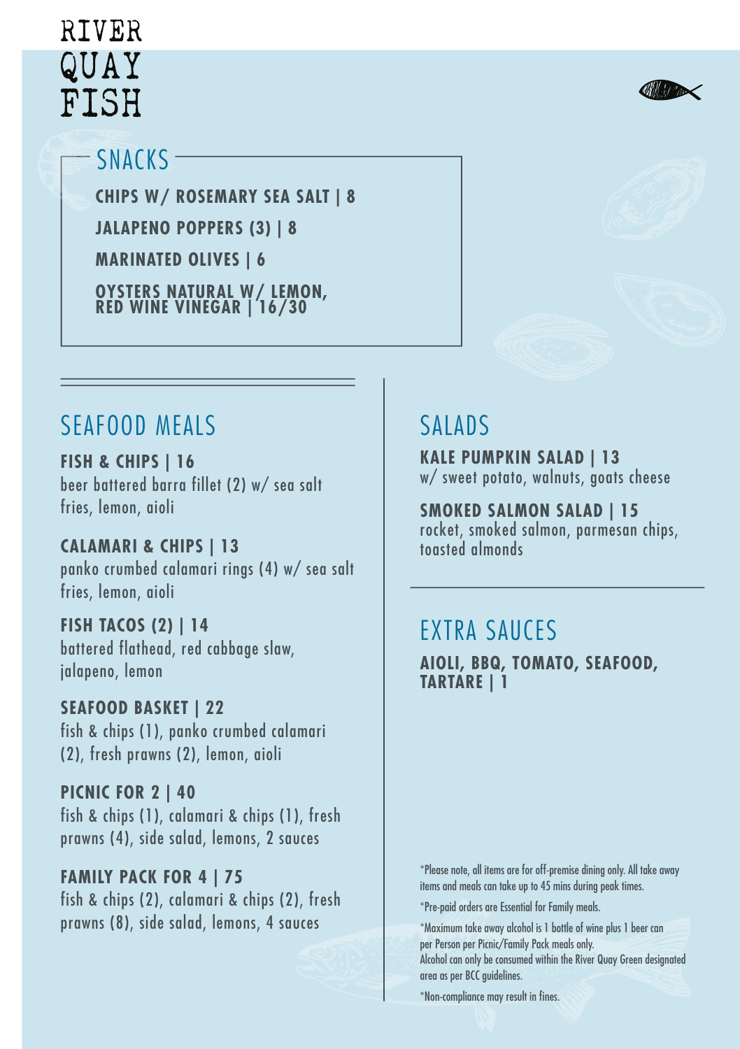# RIVER QUAY FISH

## SNACKS

**CHIPS W/ ROSEMARY SEA SALT | 8**

**JALAPENO POPPERS (3) | 8**

**MARINATED OLIVES | 6**

**OYSTERS NATURAL W/ LEMON, RED WINE VINEGAR | 16/30**

## SEAFOOD MEALS

**FISH & CHIPS | 16**
beer battered barra fillet (2) w/ sea salt fries, lemon, aioli

**CALAMARI & CHIPS | 13**
panko crumbed calamari rings (4) w/ sea salt fries, lemon, aioli

**FISH TACOS (2) | 14**
battered flathead, red cabbage slaw, jalapeno, lemon

**SEAFOOD BASKET | 22**
fish & chips (1), panko crumbed calamari (2), fresh prawns (2), lemon, aioli

**PICNIC FOR 2 | 40**
fish & chips (1), calamari & chips (1), fresh prawns (4), side salad, lemons, 2 sauces

**FAMILY PACK FOR 4 | 75**
fish & chips (2), calamari & chips (2), fresh prawns (8), side salad, lemons, 4 sauces

## SALADS

**KALE PUMPKIN SALAD | 13**
w/ sweet potato, walnuts, goats cheese

**SMOKED SALMON SALAD | 15**
rocket, smoked salmon, parmesan chips, toasted almonds

## EXTRA SAUCES

**AIOLI, BBQ, TOMATO, SEAFOOD, TARTARE | 1**

*Please note, all items are for off-premise dining only. All take away items and meals can take up to 45 mins during peak times.

*Pre-paid orders are Essential for Family meals.

*Maximum take away alcohol is 1 bottle of wine plus 1 beer can per Person per Picnic/Family Pack meals only.
Alcohol can only be consumed within the River Quay Green designated area as per BCC guidelines.

*Non-compliance may result in fines.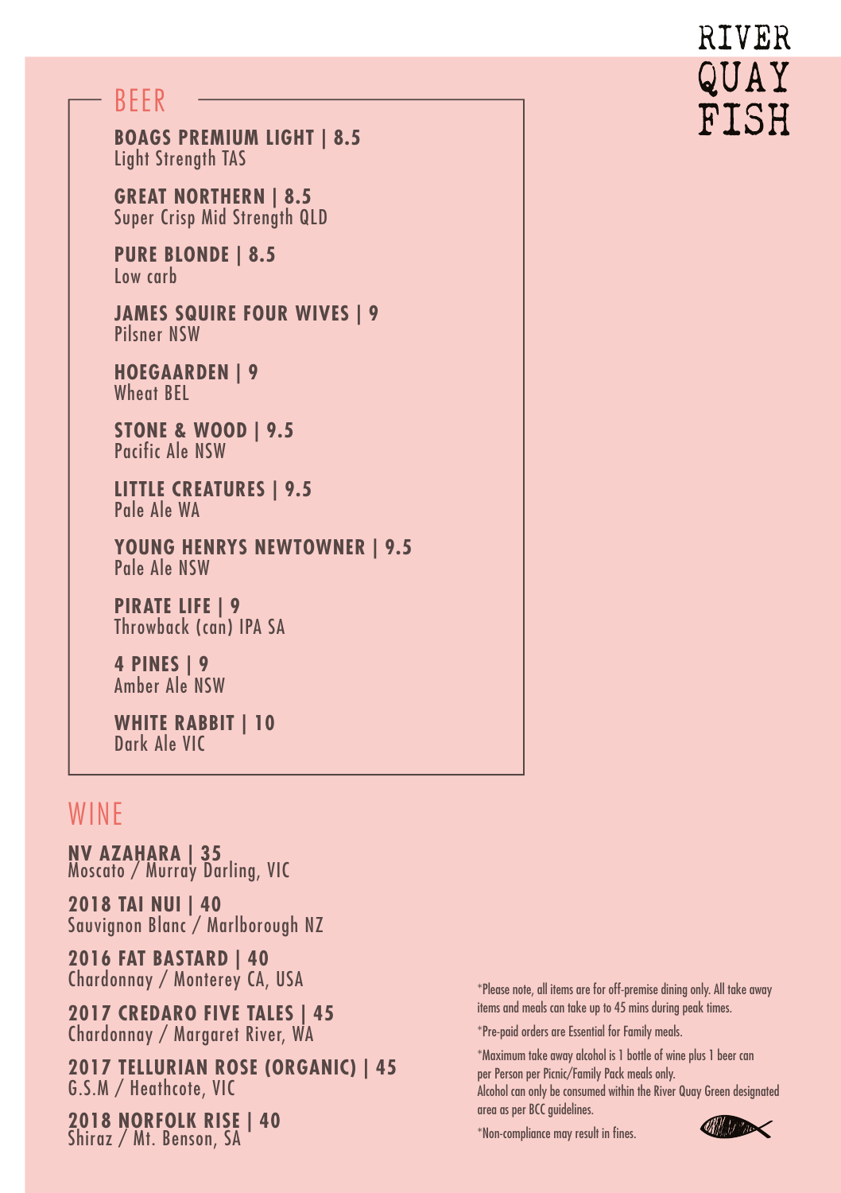# RIVER QUAY FISH

## BEER

**BOAGS PREMIUM LIGHT | 8.5**
Light Strength TAS

**GREAT NORTHERN | 8.5**
Super Crisp Mid Strength QLD

**PURE BLONDE | 8.5**
Low carb

**JAMES SQUIRE FOUR WIVES | 9**
Pilsner NSW

**HOEGAARDEN | 9**
Wheat BEL

**STONE & WOOD | 9.5**
Pacific Ale NSW

**LITTLE CREATURES | 9.5**
Pale Ale WA

**YOUNG HENRYS NEWTOWNER | 9.5**
Pale Ale NSW

**PIRATE LIFE | 9**
Throwback (can) IPA SA

**4 PINES | 9**
Amber Ale NSW

**WHITE RABBIT | 10**
Dark Ale VIC

## WINE

**NV AZAHARA | 35**
Moscato / Murray Darling, VIC

**2018 TAI NUI | 40**
Sauvignon Blanc / Marlborough NZ

**2016 FAT BASTARD | 40**
Chardonnay / Monterey CA, USA

**2017 CREDARO FIVE TALES | 45**
Chardonnay / Margaret River, WA

**2017 TELLURIAN ROSE (ORGANIC) | 45**
G.S.M / Heathcote, VIC

**2018 NORFOLK RISE | 40**
Shiraz / Mt. Benson, SA

*Please note, all items are for off-premise dining only. All take away items and meals can take up to 45 mins during peak times.

*Pre-paid orders are Essential for Family meals.

*Maximum take away alcohol is 1 bottle of wine plus 1 beer can per Person per Picnic/Family Pack meals only.
Alcohol can only be consumed within the River Quay Green designated area as per BCC guidelines.

*Non-compliance may result in fines.